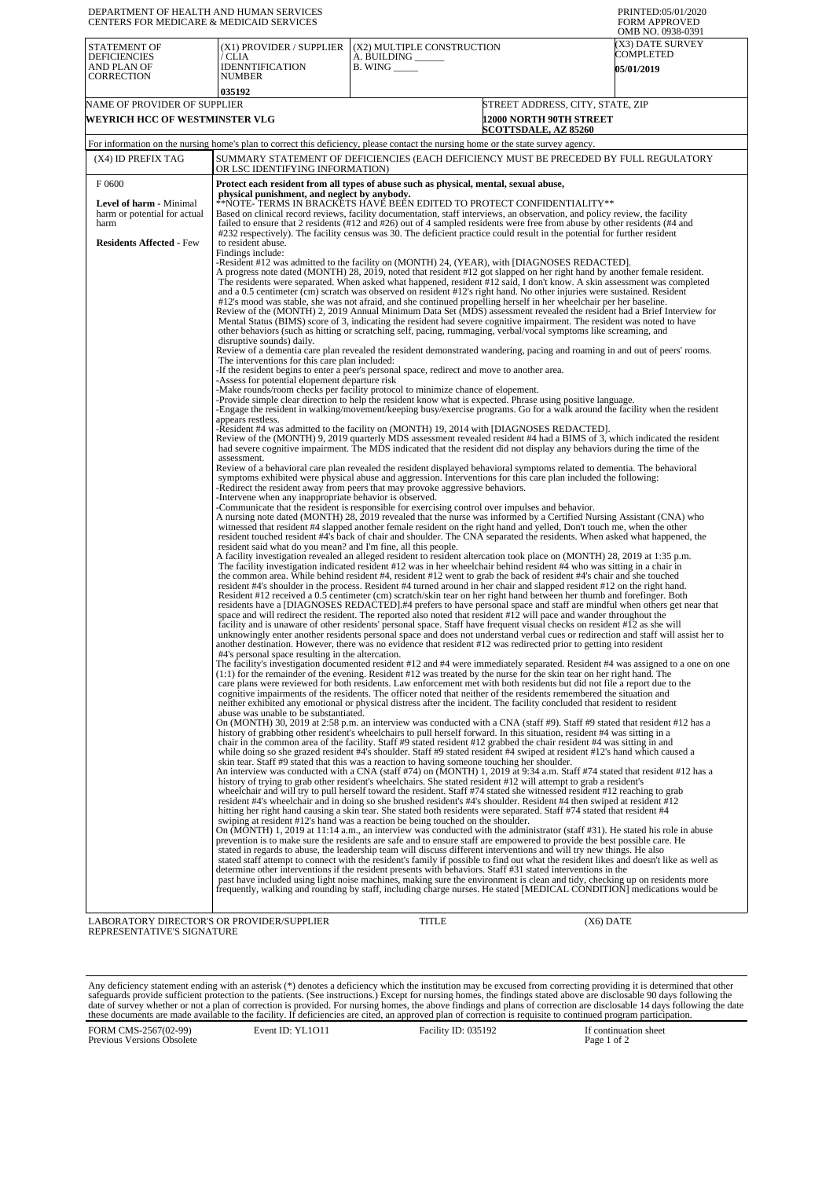DEPARTMENT OF HEALTH AND HUMAN SERVICES
CENTERS FOR MEDICARE & MEDICAID SERVICES

PRINTED:05/01/2020
FORM APPROVED
OMB NO. 0938-0391

| STATEMENT OF DEFICIENCIES AND PLAN OF CORRECTION | (X1) PROVIDER / SUPPLIER / CLIA IDENNTIFICATION NUMBER | (X2) MULTIPLE CONSTRUCTION | (X3) DATE SURVEY COMPLETED |
|---|---|---|---|
| | 035192 | A. BUILDING ______ B. WING _____ | 05/01/2019 |

| NAME OF PROVIDER OF SUPPLIER | STREET ADDRESS, CITY, STATE, ZIP |
|---|---|
| WEYRICH HCC OF WESTMINSTER VLG | 12000 NORTH 90TH STREET SCOTTSDALE, AZ 85260 |

For information on the nursing home's plan to correct this deficiency, please contact the nursing home or the state survey agency.

| (X4) ID PREFIX TAG | SUMMARY STATEMENT OF DEFICIENCIES (EACH DEFICIENCY MUST BE PRECEDED BY FULL REGULATORY OR LSC IDENTIFYING INFORMATION) |
|---|---|
| F 0600<br><br>**Level of harm** - Minimal harm or potential for actual harm<br><br>**Residents Affected** - Few | **Protect each resident from all types of abuse such as physical, mental, sexual abuse, physical punishment, and neglect by anybody.**<br>**NOTE- TERMS IN BRACKETS HAVE BEEN EDITED TO PROTECT CONFIDENTIALITY**<br>Based on clinical record reviews, facility documentation, staff interviews, an observation, and policy review, the facility failed to ensure that 2 residents (#12 and #26) out of 4 sampled residents were free from abuse by other residents (#4 and #232 respectively). The facility census was 30. The deficient practice could result in the potential for further resident to resident abuse.<br>Findings include:<br>-Resident #12 was admitted to the facility on (MONTH) 24, (YEAR), with [DIAGNOSES REDACTED].<br>A progress note dated (MONTH) 28, 2019, noted that resident #12 got slapped on her right hand by another female resident. The residents were separated. When asked what happened, resident #12 said, I don't know. A skin assessment was completed and a 0.5 centimeter (cm) scratch was observed on resident #12's right hand. No other injuries were sustained. Resident #12's mood was stable, she was not afraid, and she continued propelling herself in her wheelchair per her baseline.<br>Review of the (MONTH) 2, 2019 Annual Minimum Data Set (MDS) assessment revealed the resident had a Brief Interview for Mental Status (BIMS) score of 3, indicating the resident had severe cognitive impairment. The resident was noted to have other behaviors (such as hitting or scratching self, pacing, rummaging, verbal/vocal symptoms like screaming, and disruptive sounds) daily.<br>Review of a dementia care plan revealed the resident demonstrated wandering, pacing and roaming in and out of peers' rooms. The interventions for this care plan included:<br>-If the resident begins to enter a peer's personal space, redirect and move to another area.<br>-Assess for potential elopement departure risk<br>-Make rounds/room checks per facility protocol to minimize chance of elopement.<br>-Provide simple clear direction to help the resident know what is expected. Phrase using positive language.<br>-Engage the resident in walking/movement/keeping busy/exercise programs. Go for a walk around the facility when the resident appears restless.<br>-Resident #4 was admitted to the facility on (MONTH) 19, 2014 with [DIAGNOSES REDACTED].<br>Review of the (MONTH) 9, 2019 quarterly MDS assessment revealed resident #4 had a BIMS of 3, which indicated the resident had severe cognitive impairment. The MDS indicated that the resident did not display any behaviors during the time of the assessment.<br>Review of a behavioral care plan revealed the resident displayed behavioral symptoms related to dementia. The behavioral symptoms exhibited were physical abuse and aggression. Interventions for this care plan included the following:<br>-Redirect the resident away from peers that may provoke aggressive behaviors.<br>-Intervene when any inappropriate behavior is observed.<br>-Communicate that the resident is responsible for exercising control over impulses and behavior.<br>A nursing note dated (MONTH) 28, 2019 revealed that the nurse was informed by a Certified Nursing Assistant (CNA) who witnessed that resident #4 slapped another female resident on the right hand and yelled, Don't touch me, when the other resident touched resident #4's back of chair and shoulder. The CNA separated the residents. When asked what happened, the resident said what do you mean? and I'm fine, all this people.<br>A facility investigation revealed an alleged resident to resident altercation took place on (MONTH) 28, 2019 at 1:35 p.m. The facility investigation indicated resident #12 was in her wheelchair behind resident #4 who was sitting in a chair in the common area. While behind resident #4, resident #12 went to grab the back of resident #4's chair and she touched resident #4's shoulder in the process. Resident #4 turned around in her chair and slapped resident #12 on the right hand. Resident #12 received a 0.5 centimeter (cm) scratch/skin tear on her right hand between her thumb and forefinger. Both residents have a [DIAGNOSES REDACTED].#4 prefers to have personal space and staff are mindful when others get near that space and will redirect the resident. The reported also noted that resident #12 will pace and wander throughout the facility and is unaware of other residents' personal space. Staff have frequent visual checks on resident #12 as she will unknowingly enter another residents personal space and does not understand verbal cues or redirection and staff will assist her to another destination. However, there was no evidence that resident #12 was redirected prior to getting into resident #4's personal space resulting in the altercation.<br>The facility's investigation documented resident #12 and #4 were immediately separated. Resident #4 was assigned to a one on one (1:1) for the remainder of the evening. Resident #12 was treated by the nurse for the skin tear on her right hand. The care plans were reviewed for both residents. Law enforcement met with both residents but did not file a report due to the cognitive impairments of the residents. The officer noted that neither of the residents remembered the situation and neither exhibited any emotional or physical distress after the incident. The facility concluded that resident to resident abuse was unable to be substantiated.<br>On (MONTH) 30, 2019 at 2:58 p.m. an interview was conducted with a CNA (staff #9). Staff #9 stated that resident #12 has a history of grabbing other resident's wheelchairs to pull herself forward. In this situation, resident #4 was sitting in a chair in the common area of the facility. Staff #9 stated resident #12 grabbed the chair resident #4 was sitting in and while doing so she grazed resident #4's shoulder. Staff #9 stated resident #4 swiped at resident #12's hand which caused a skin tear. Staff #9 stated that this was a reaction to having someone touching her shoulder.<br>An interview was conducted with a CNA (staff #74) on (MONTH) 1, 2019 at 9:34 a.m. Staff #74 stated that resident #12 has a history of trying to grab other resident's wheelchairs. She stated resident #12 will attempt to grab a resident's wheelchair and will try to pull herself toward the resident. Staff #74 stated she witnessed resident #12 reaching to grab resident #4's wheelchair and in doing so she brushed resident's #4's shoulder. Resident #4 then swiped at resident #12 hitting her right hand causing a skin tear. She stated both residents were separated. Staff #74 stated that resident #4 swiping at resident #12's hand was a reaction be being touched on the shoulder.<br>On (MONTH) 1, 2019 at 11:14 a.m., an interview was conducted with the administrator (staff #31). He stated his role in abuse prevention is to make sure the residents are safe and to ensure staff are empowered to provide the best possible care. He stated in regards to abuse, the leadership team will discuss different interventions and will try new things. He also stated staff attempt to connect with the resident's family if possible to find out what the resident likes and doesn't like as well as determine other interventions if the resident presents with behaviors. Staff #31 stated interventions in the past have included using light noise machines, making sure the environment is clean and tidy, checking up on residents more frequently, walking and rounding by staff, including charge nurses. He stated [MEDICAL CONDITION] medications would be |

LABORATORY DIRECTOR'S OR PROVIDER/SUPPLIER REPRESENTATIVE'S SIGNATURE | TITLE | (X6) DATE

Any deficiency statement ending with an asterisk (*) denotes a deficiency which the institution may be excused from correcting providing it is determined that other safeguards provide sufficient protection to the patients. (See instructions.) Except for nursing homes, the findings stated above are disclosable 90 days following the date of survey whether or not a plan of correction is provided. For nursing homes, the above findings and plans of correction are disclosable 14 days following the date these documents are made available to the facility. If deficiencies are cited, an approved plan of correction is requisite to continued program participation.

FORM CMS-2567(02-99) Previous Versions Obsolete | Event ID: YL1O11 | Facility ID: 035192 | If continuation sheet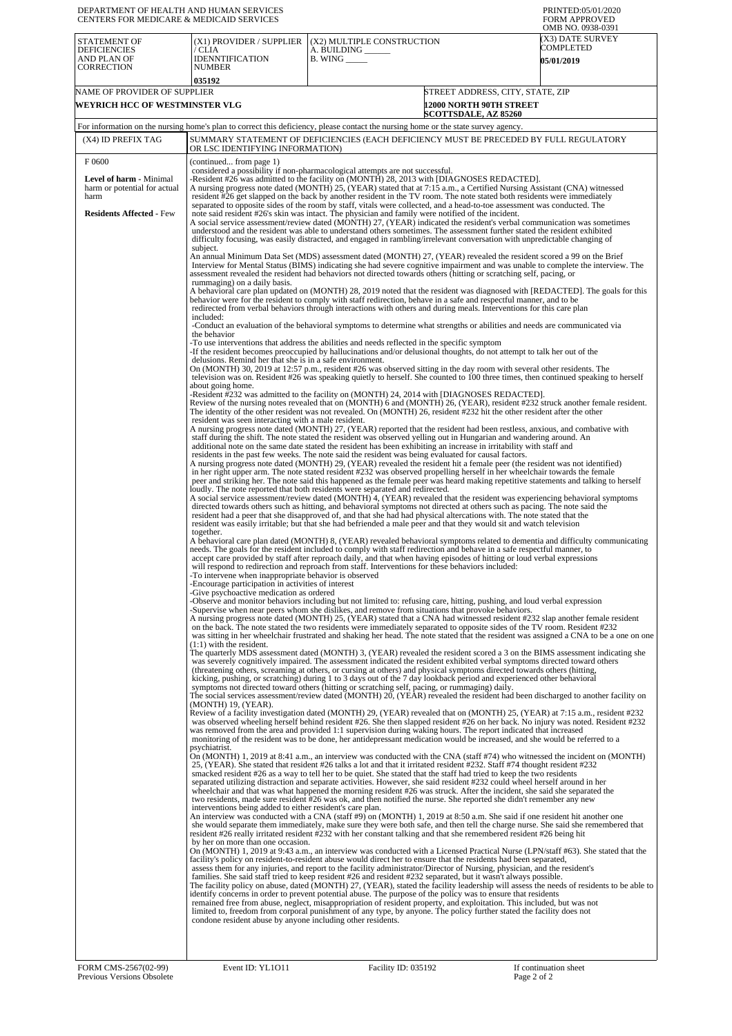DEPARTMENT OF HEALTH AND HUMAN SERVICES
CENTERS FOR MEDICARE & MEDICAID SERVICES

PRINTED:05/01/2020
FORM APPROVED
OMB NO. 0938-0391

| STATEMENT OF DEFICIENCIES AND PLAN OF CORRECTION | (X1) PROVIDER / SUPPLIER / CLIA IDENNTIFICATION NUMBER | (X2) MULTIPLE CONSTRUCTION A. BUILDING ______ B. WING _____ | (X3) DATE SURVEY COMPLETED |
|---|---|---|---|
| | 035192 | | 05/01/2019 |

| NAME OF PROVIDER OF SUPPLIER | STREET ADDRESS, CITY, STATE, ZIP |
|---|---|
| WEYRICH HCC OF WESTMINSTER VLG | 12000 NORTH 90TH STREET SCOTTSDALE, AZ 85260 |

For information on the nursing home's plan to correct this deficiency, please contact the nursing home or the state survey agency.

| (X4) ID PREFIX TAG | SUMMARY STATEMENT OF DEFICIENCIES (EACH DEFICIENCY MUST BE PRECEDED BY FULL REGULATORY OR LSC IDENTIFYING INFORMATION) |
|---|---|
| F 0600 **Level of harm** - Minimal harm or potential for actual harm **Residents Affected** - Few | (continued... from page 1) considered a possibility if non-pharmacological attempts are not successful. -Resident #26 was admitted to the facility on (MONTH) 28, 2013 with [DIAGNOSES REDACTED]. A nursing progress note dated (MONTH) 25, (YEAR) stated that at 7:15 a.m., a Certified Nursing Assistant (CNA) witnessed resident #26 get slapped on the back by another resident in the TV room. The note stated both residents were immediately separated to opposite sides of the room by staff, vitals were collected, and a head-to-toe assessment was conducted. The note said resident #26's skin was intact. The physician and family were notified of the incident. A social service assessment/review dated (MONTH) 27, (YEAR) indicated the resident's verbal communication was sometimes understood and the resident was able to understand others sometimes. The assessment further stated the resident exhibited difficulty focusing, was easily distracted, and engaged in rambling/irrelevant conversation with unpredictable changing of subject. An annual Minimum Data Set (MDS) assessment dated (MONTH) 27, (YEAR) revealed the resident scored a 99 on the Brief Interview for Mental Status (BIMS) indicating she had severe cognitive impairment and was unable to complete the interview. The assessment revealed the resident had behaviors not directed towards others (hitting or scratching self, pacing, or rummaging) on a daily basis. A behavioral care plan updated on (MONTH) 28, 2019 noted that the resident was diagnosed with [REDACTED]. The goals for this behavior were for the resident to comply with staff redirection, behave in a safe and respectful manner, and to be redirected from verbal behaviors through interactions with others and during meals. Interventions for this care plan included: -Conduct an evaluation of the behavioral symptoms to determine what strengths or abilities and needs are communicated via the behavior -To use interventions that address the abilities and needs reflected in the specific symptom -If the resident becomes preoccupied by hallucinations and/or delusional thoughts, do not attempt to talk her out of the delusions. Remind her that she is in a safe environment. On (MONTH) 30, 2019 at 12:57 p.m., resident #26 was observed sitting in the day room with several other residents. The television was on. Resident #26 was speaking quietly to herself. She counted to 100 three times, then continued speaking to herself about going home. -Resident #232 was admitted to the facility on (MONTH) 24, 2014 with [DIAGNOSES REDACTED]. Review of the nursing notes revealed that on (MONTH) 6 and (MONTH) 26, (YEAR), resident #232 struck another female resident. The identity of the other resident was not revealed. On (MONTH) 26, resident #232 hit the other resident after the other resident was seen interacting with a male resident. A nursing progress note dated (MONTH) 27, (YEAR) reported that the resident had been restless, anxious, and combative with staff during the shift. The note stated the resident was observed yelling out in Hungarian and wandering around. An additional note on the same date stated the resident has been exhibiting an increase in irritability with staff and residents in the past few weeks. The note said the resident was being evaluated for causal factors. A nursing progress note dated (MONTH) 29, (YEAR) revealed the resident hit a female peer (the resident was not identified) in her right upper arm. The note stated resident #232 was observed propelling herself in her wheelchair towards the female peer and striking her. The note said this happened as the female peer was heard making repetitive statements and talking to herself loudly. The note reported that both residents were separated and redirected. A social service assessment/review dated (MONTH) 4, (YEAR) revealed that the resident was experiencing behavioral symptoms directed towards others such as hitting, and behavioral symptoms not directed at others such as pacing. The note said the resident had a peer that she disapproved of, and that she had had physical altercations with. The note stated that the resident was easily irritable; but that she had befriended a male peer and that they would sit and watch television together. A behavioral care plan dated (MONTH) 8, (YEAR) revealed behavioral symptoms related to dementia and difficulty communicating needs. The goals for the resident included to comply with staff redirection and behave in a safe respectful manner, to accept care provided by staff after reproach daily, and that when having episodes of hitting or loud verbal expressions will respond to redirection and reproach from staff. Interventions for these behaviors included: -To intervene when inappropriate behavior is observed -Encourage participation in activities of interest -Give psychoactive medication as ordered -Observe and monitor behaviors including but not limited to: refusing care, hitting, pushing, and loud verbal expression -Supervise when near peers whom she dislikes, and remove from situations that provoke behaviors. A nursing progress note dated (MONTH) 25, (YEAR) stated that a CNA had witnessed resident #232 slap another female resident on the back. The note stated the two residents were immediately separated to opposite sides of the TV room. Resident #232 was sitting in her wheelchair frustrated and shaking her head. The note stated that the resident was assigned a CNA to be a one on one (1:1) with the resident. The quarterly MDS assessment dated (MONTH) 3, (YEAR) revealed the resident scored a 3 on the BIMS assessment indicating she was severely cognitively impaired. The assessment indicated the resident exhibited verbal symptoms directed toward others (threatening others, screaming at others, or cursing at others) and physical symptoms directed towards others (hitting, kicking, pushing, or scratching) during 1 to 3 days out of the 7 day lookback period and experienced other behavioral symptoms not directed toward others (hitting or scratching self, pacing, or rummaging) daily. The social services assessment/review dated (MONTH) 20, (YEAR) revealed the resident had been discharged to another facility on (MONTH) 19, (YEAR). Review of a facility investigation dated (MONTH) 29, (YEAR) revealed that on (MONTH) 25, (YEAR) at 7:15 a.m., resident #232 was observed wheeling herself behind resident #26. She then slapped resident #26 on her back. No injury was noted. Resident #232 was removed from the area and provided 1:1 supervision during waking hours. The report indicated that increased monitoring of the resident was to be done, her antidepressant medication would be increased, and she would be referred to a psychiatrist. On (MONTH) 1, 2019 at 8:41 a.m., an interview was conducted with the CNA (staff #74) who witnessed the incident on (MONTH) 25, (YEAR). She stated that resident #26 talks a lot and that it irritated resident #232. Staff #74 thought resident #232 smacked resident #26 as a way to tell her to be quiet. She stated that the staff had tried to keep the two residents separated utilizing distraction and separate activities. However, she said resident #232 could wheel herself around in her wheelchair and that was what happened the morning resident #26 was struck. After the incident, she said she separated the two residents, made sure resident #26 was ok, and then notified the nurse. She reported she didn't remember any new interventions being added to either resident's care plan. An interview was conducted with a CNA (staff #9) on (MONTH) 1, 2019 at 8:50 a.m. She said if one resident hit another one she would separate them immediately, make sure they were both safe, and then tell the charge nurse. She said she remembered that resident #26 really irritated resident #232 with her constant talking and that she remembered resident #26 being hit by her on more than one occasion. On (MONTH) 1, 2019 at 9:43 a.m., an interview was conducted with a Licensed Practical Nurse (LPN/staff #63). She stated that the facility's policy on resident-to-resident abuse would direct her to ensure that the residents had been separated, assess them for any injuries, and report to the facility administrator/Director of Nursing, physician, and the resident's families. She said staff tried to keep resident #26 and resident #232 separated, but it wasn't always possible. The facility policy on abuse, dated (MONTH) 27, (YEAR), stated the facility leadership will assess the needs of residents to be able to identify concerns in order to prevent potential abuse. The purpose of the policy was to ensure that residents remained free from abuse, neglect, misappropriation of resident property, and exploitation. This included, but was not limited to, freedom from corporal punishment of any type, by anyone. The policy further stated the facility does not condone resident abuse by anyone including other residents. |

FORM CMS-2567(02-99) Previous Versions Obsolete | Event ID: YL1O11 | Facility ID: 035192 | If continuation sheet